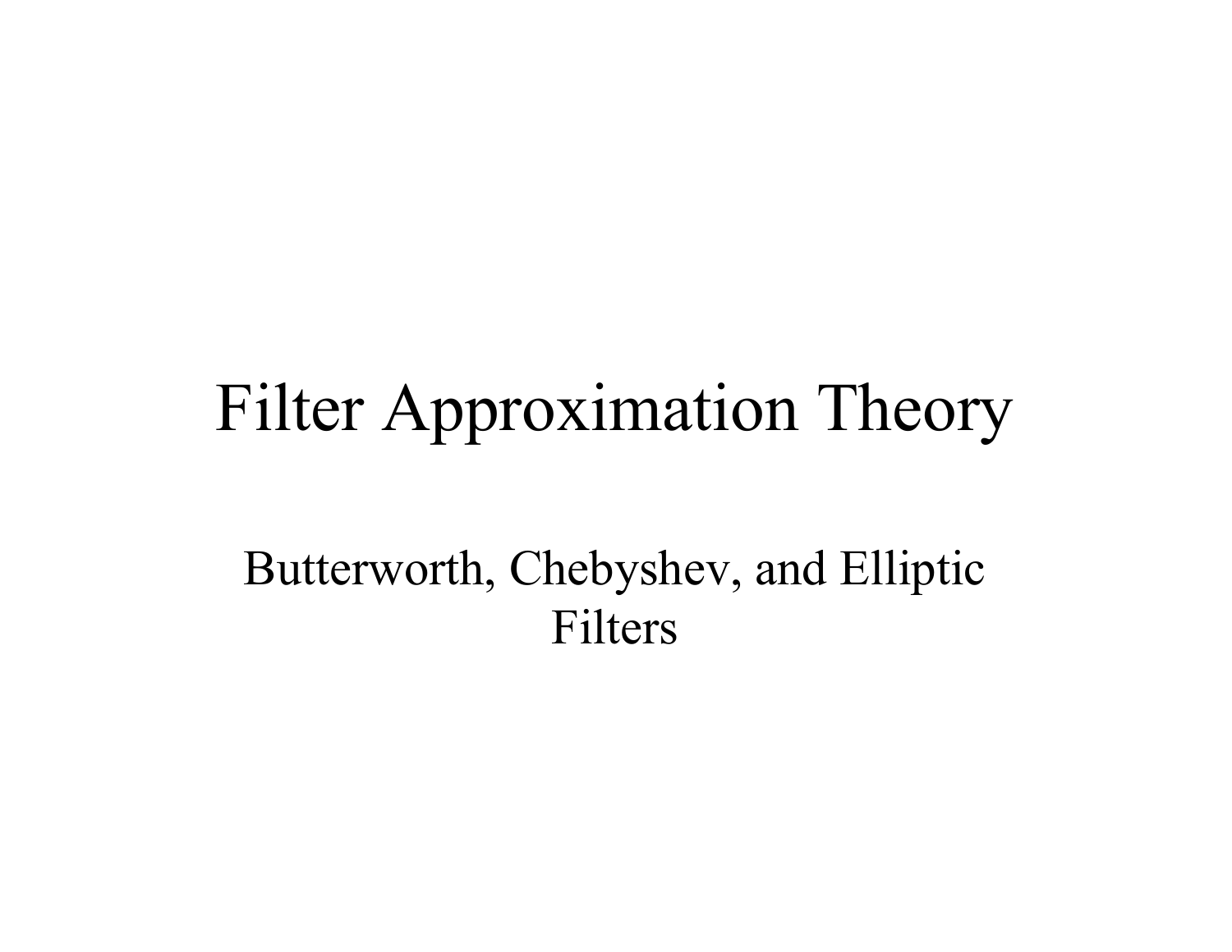# Filter Approximation Theory

Butterworth, Chebyshev, and Elliptic Filters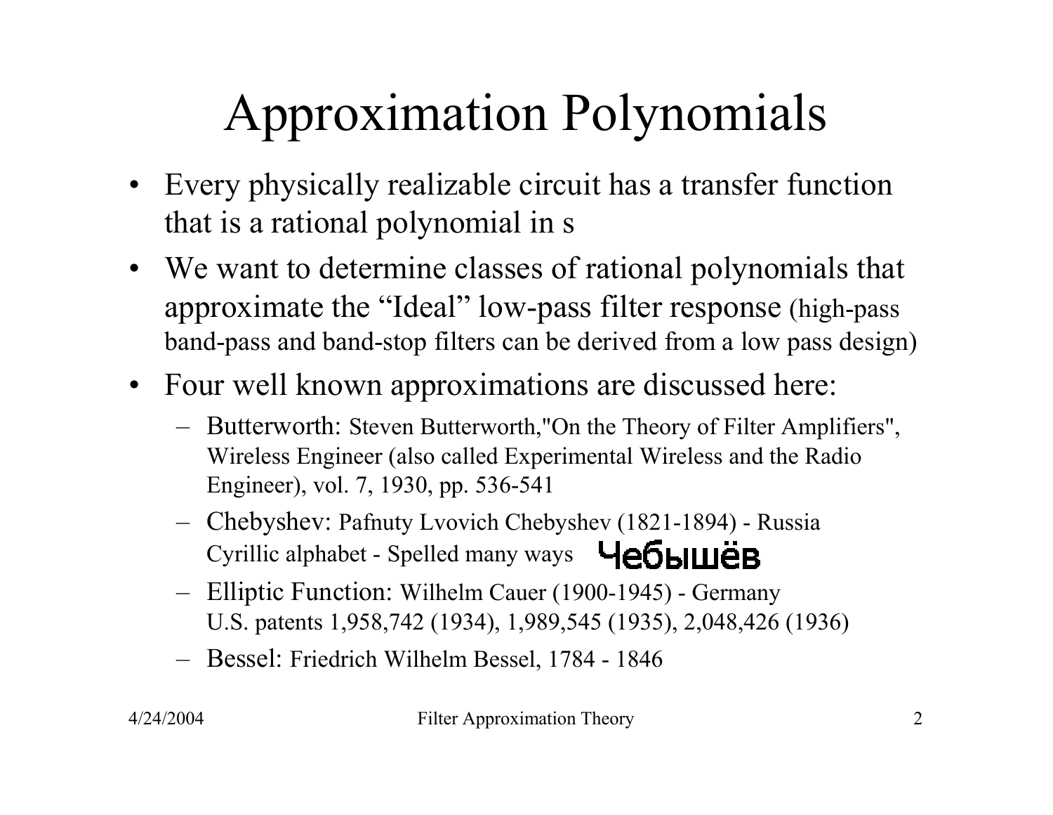# Approximation Polynomials

- Every physically realizable circuit has a transfer function that is a rational polynomial in s
- We want to determine classes of rational polynomials that approximate the "Ideal" low-pass filter response (high-pass band-pass and band-stop filters can be derived from a low pass design)
- Four well known approximations are discussed here:
  - Butterworth: Steven Butterworth,"On the Theory of Filter Amplifiers", Wireless Engineer (also called Experimental Wireless and the Radio Engineer), vol. 7, 1930, pp. 536-541
  - Chebyshev: Pafnuty Lvovich Chebyshev (1821-1894) - Russia Cyrillic alphabet - Spelled many ways Чебышёв
  - Elliptic Function: Wilhelm Cauer (1900-1945) - Germany U.S. patents 1,958,742 (1934), 1,989,545 (1935), 2,048,426 (1936)
  - Bessel: Friedrich Wilhelm Bessel, 1784 - 1846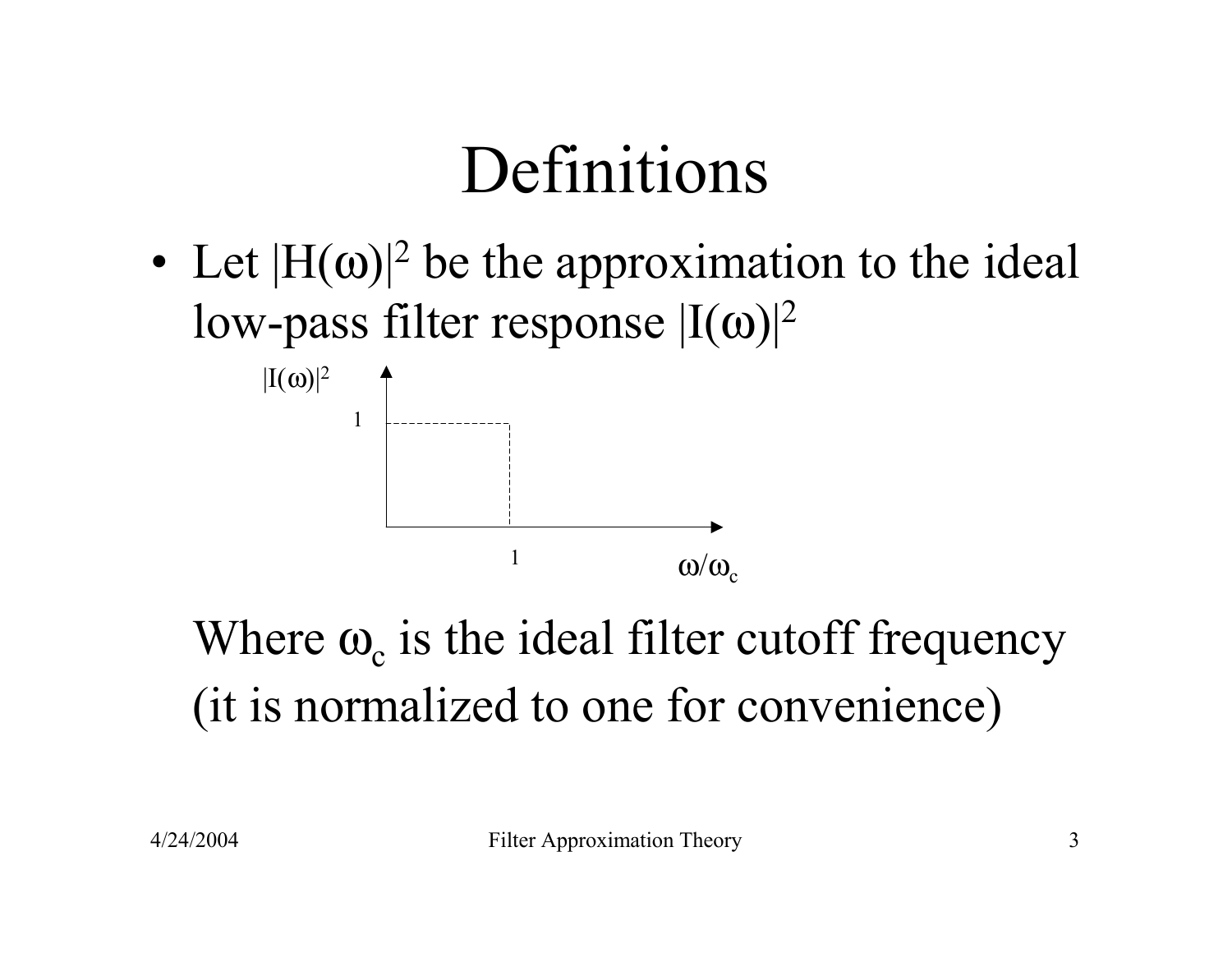# Definitions

- Let $|H(\omega)|^2$ be the approximation to the ideal low-pass filter response $|I(\omega)|^2$

  Where $\omega_c$ is the ideal filter cutoff frequency (it is normalized to one for convenience)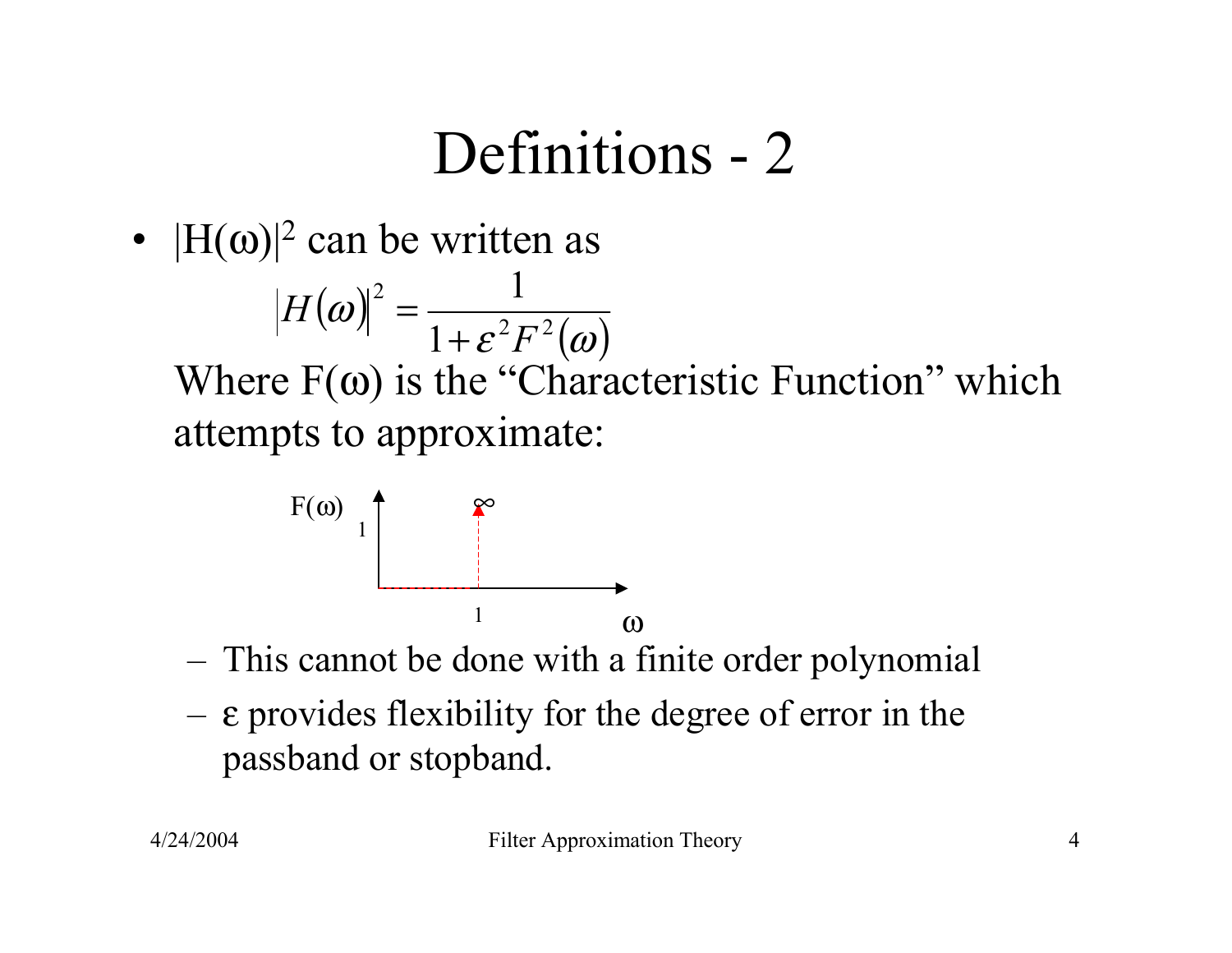# Definitions - 2

- $|H(\omega)|^2$ can be written as

$$|H(\omega)|^2 = \frac{1}{1+\varepsilon^2 F^2(\omega)}$$

Where $F(\omega)$ is the "Characteristic Function" which attempts to approximate:

  - This cannot be done with a finite order polynomial
  - $\varepsilon$ provides flexibility for the degree of error in the passband or stopband.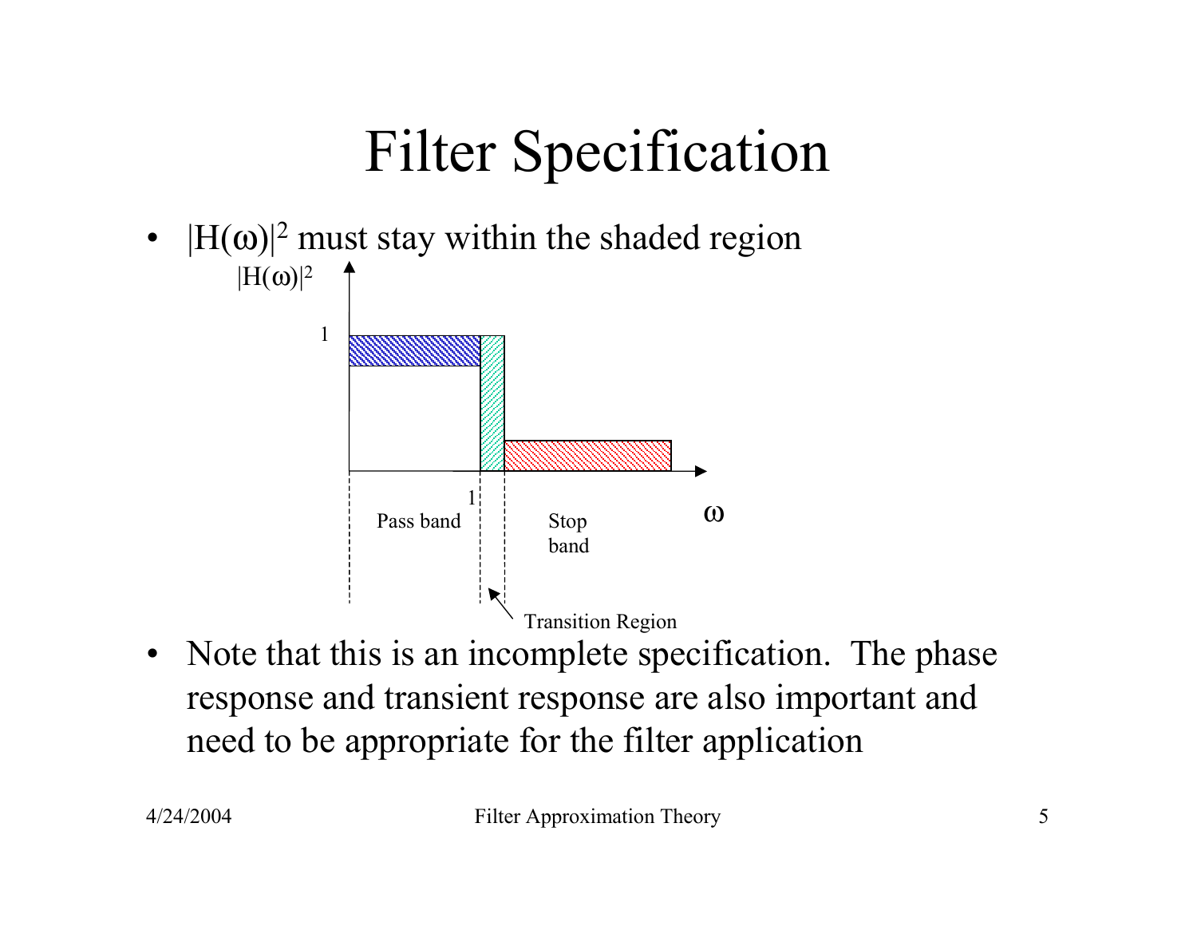# Filter Specification

- $|H(\omega)|^2$ must stay within the shaded region

$|H(\omega)|^2$

1

1

Pass band

Stop band

$\omega$

Transition Region

- Note that this is an incomplete specification. The phase response and transient response are also important and need to be appropriate for the filter application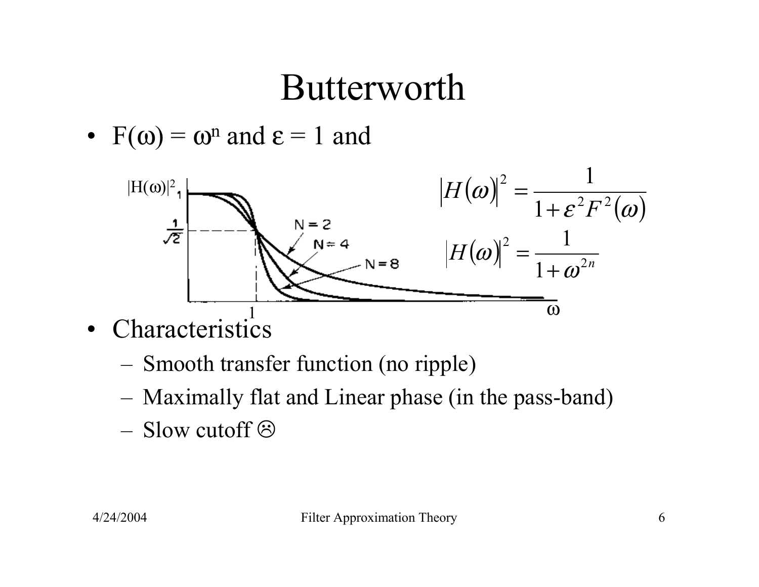# Butterworth

- $F(\omega) = \omega^n$ and $\varepsilon = 1$ and

$$|H(\omega)|^2 = \frac{1}{1+\varepsilon^2 F^2(\omega)}$$

$$|H(\omega)|^2 = \frac{1}{1+\omega^{2n}}$$

- Characteristics
  - Smooth transfer function (no ripple)
  - Maximally flat and Linear phase (in the pass-band)
  - Slow cutoff ☹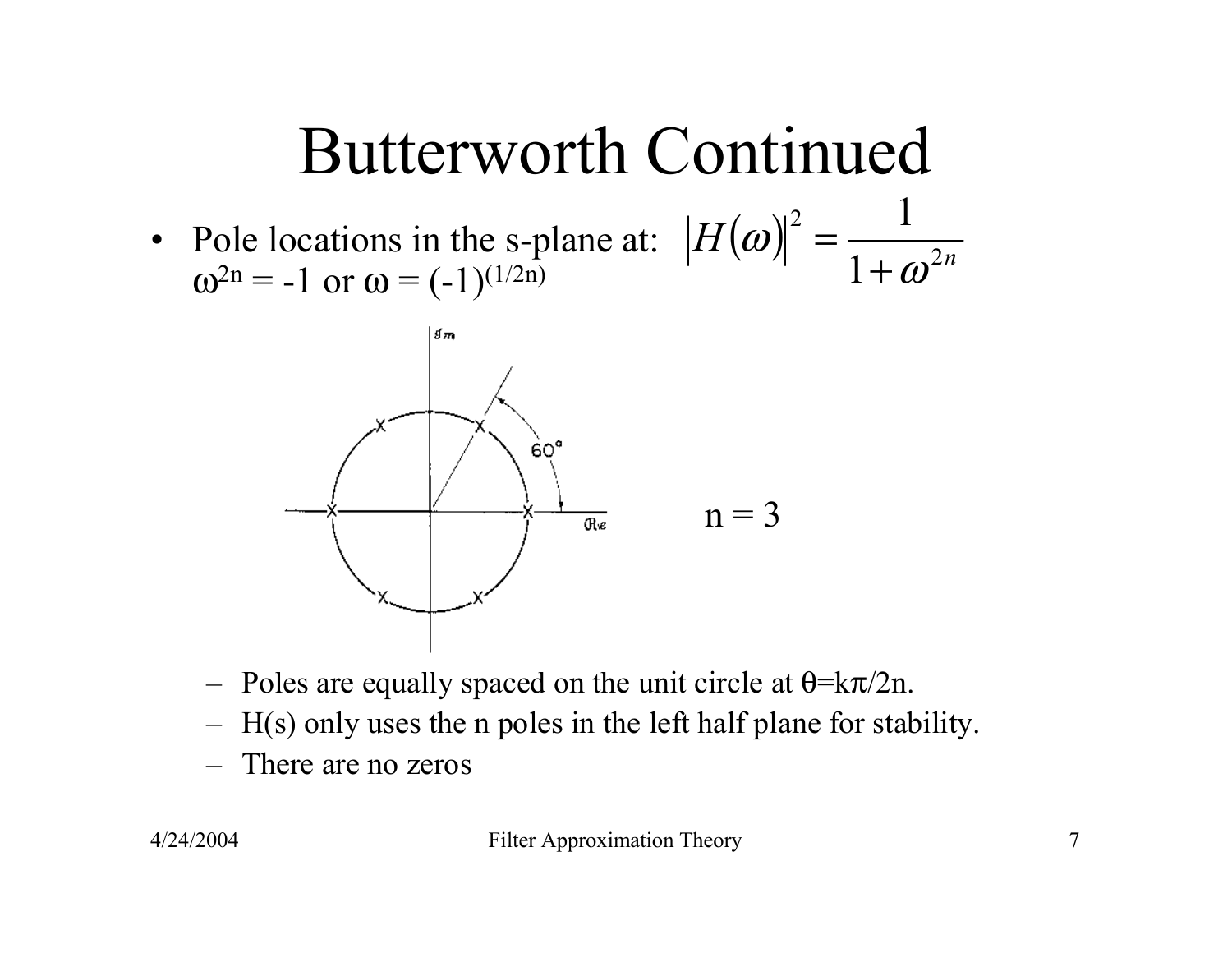# Butterworth Continued

- Pole locations in the s-plane at: $|H(\omega)|^2 = \frac{1}{1+\omega^{2n}}$
  $\omega^{2n} = -1$ or $\omega = (-1)^{(1/2n)}$

$n = 3$

  - Poles are equally spaced on the unit circle at $\theta = k\pi/2n$.
  - H(s) only uses the n poles in the left half plane for stability.
  - There are no zeros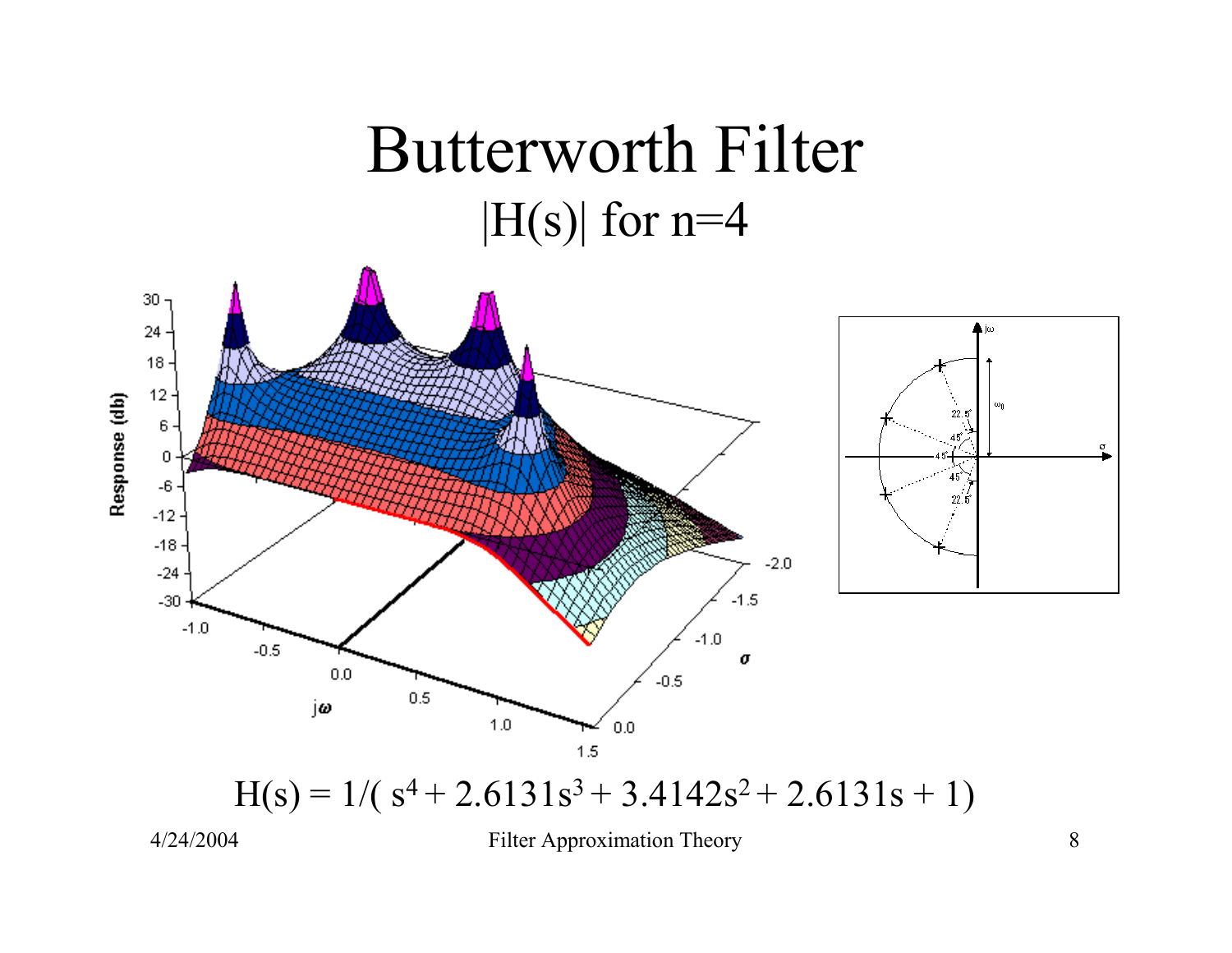# Butterworth Filter

## |H(s)| for n=4

$$H(s) = 1/( s^4 + 2.6131s^3 + 3.4142s^2 + 2.6131s + 1)$$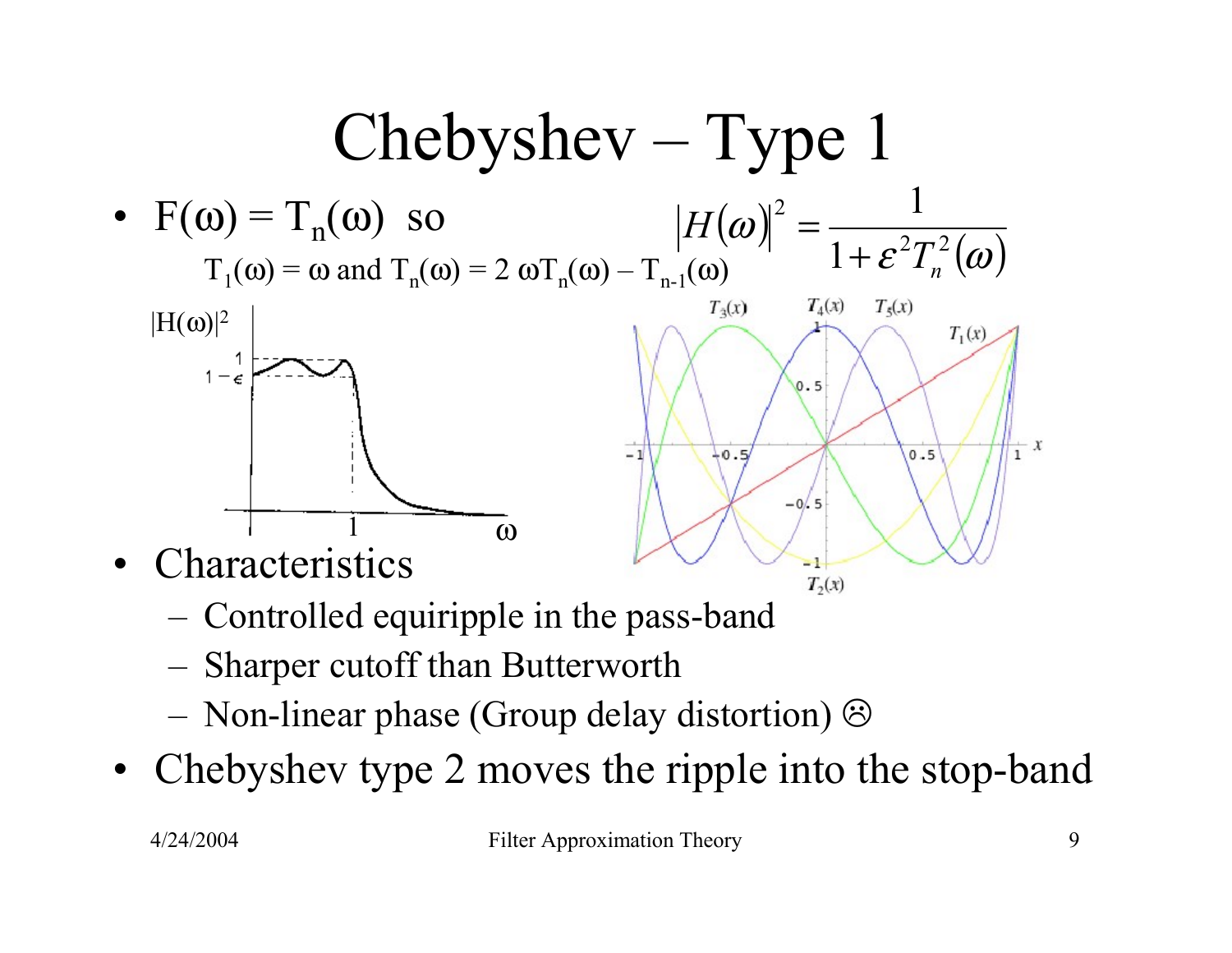# Chebyshev – Type 1

- $F(\omega) = T_n(\omega)$ so $\qquad |H(\omega)|^2 = \dfrac{1}{1+\varepsilon^2 T_n^2(\omega)}$

  $T_1(\omega) = \omega$ and $T_n(\omega) = 2\,\omega T_n(\omega) - T_{n-1}(\omega)$

- Characteristics
  - Controlled equiripple in the pass-band
  - Sharper cutoff than Butterworth
  - Non-linear phase (Group delay distortion) ☹
- Chebyshev type 2 moves the ripple into the stop-band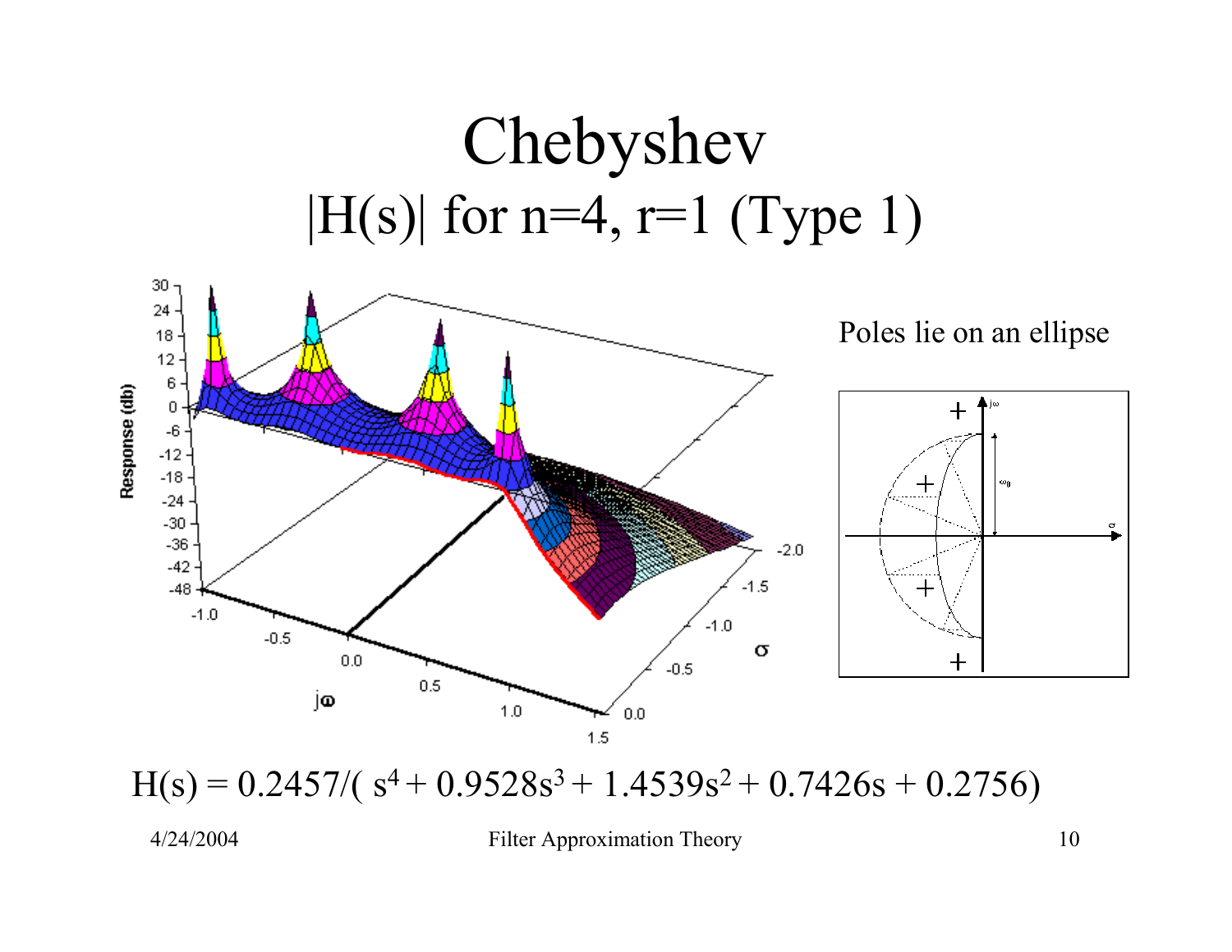# Chebyshev

## |H(s)| for n=4, r=1 (Type 1)

Poles lie on an ellipse

$$H(s) = 0.2457/( s^4 + 0.9528s^3 + 1.4539s^2 + 0.7426s + 0.2756)$$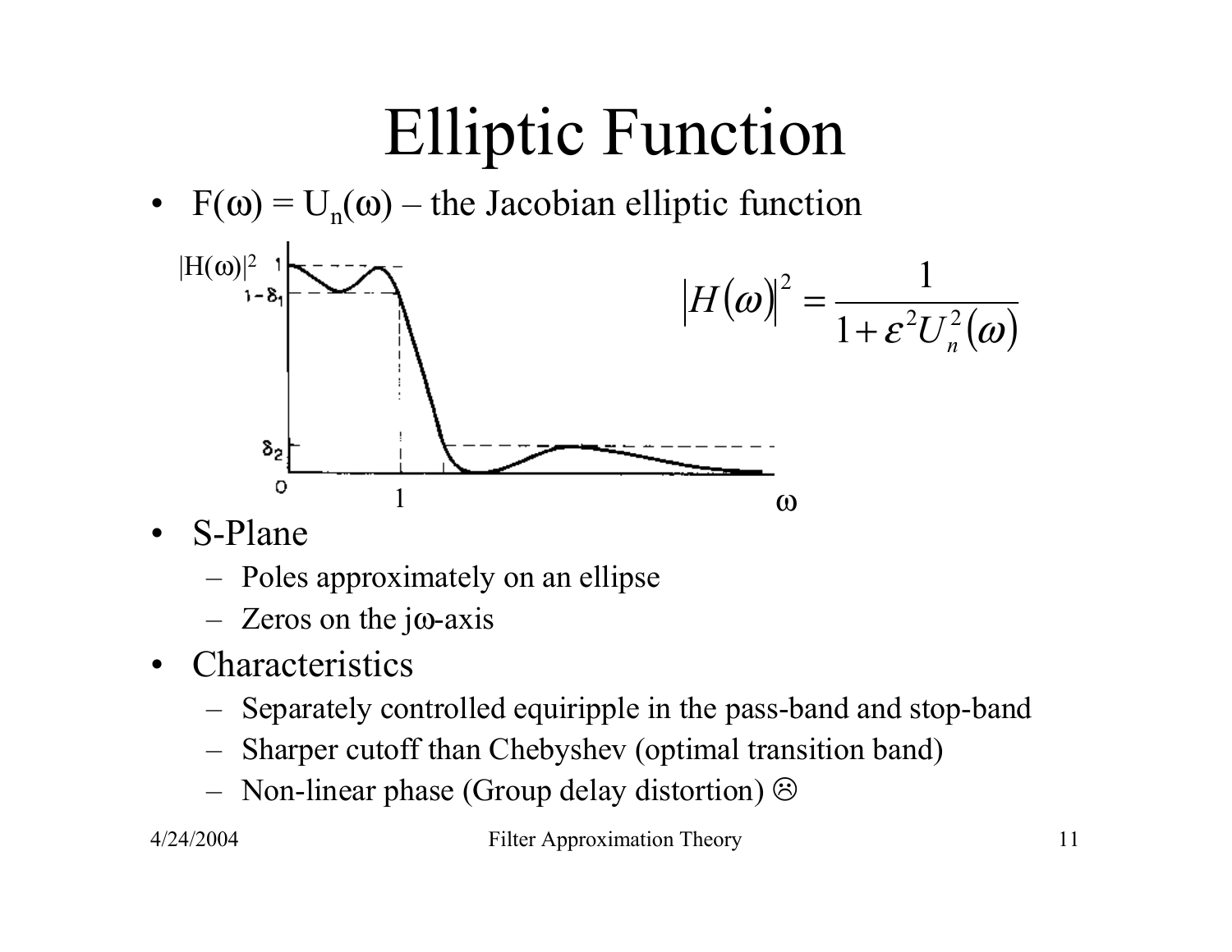# Elliptic Function

- $F(\omega) = U_n(\omega)$ – the Jacobian elliptic function

$$|H(\omega)|^2 = \frac{1}{1+\varepsilon^2 U_n^2(\omega)}$$

- S-Plane
  - Poles approximately on an ellipse
  - Zeros on the jω-axis
- Characteristics
  - Separately controlled equiripple in the pass-band and stop-band
  - Sharper cutoff than Chebyshev (optimal transition band)
  - Non-linear phase (Group delay distortion) ☹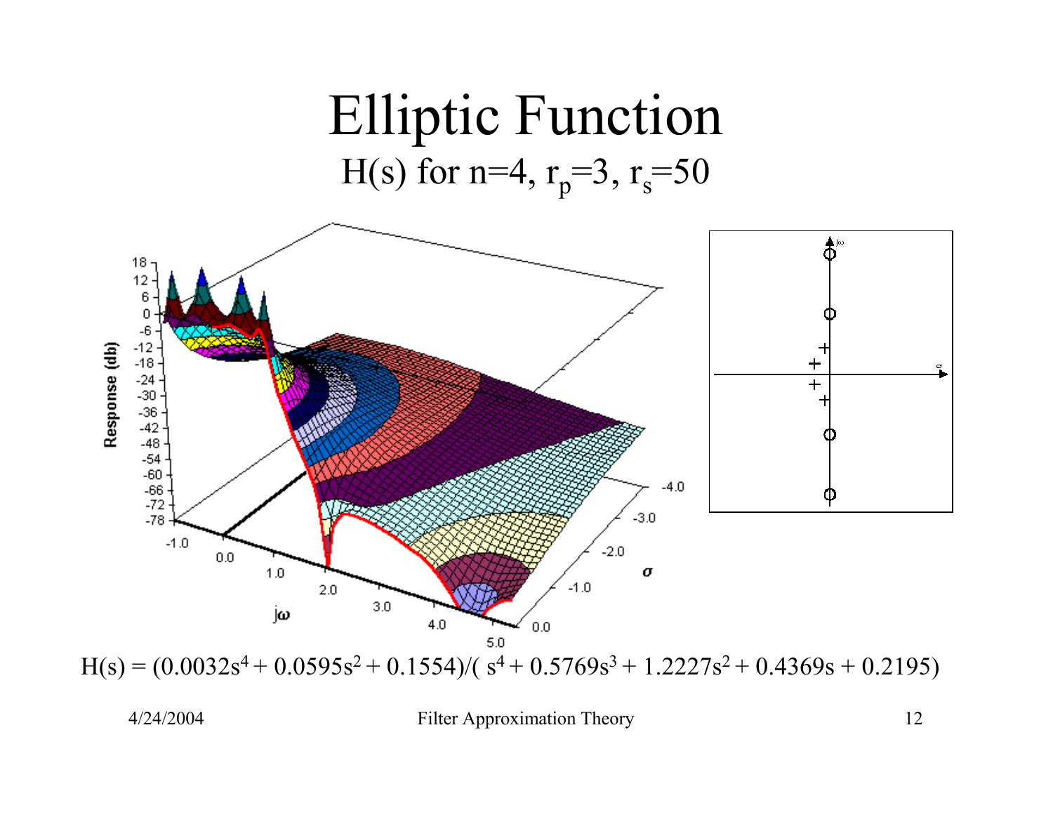# Elliptic Function

## H(s) for n=4, $r_p$=3, $r_s$=50

$$H(s) = (0.0032s^4 + 0.0595s^2 + 0.1554)/( s^4 + 0.5769s^3 + 1.2227s^2 + 0.4369s + 0.2195)$$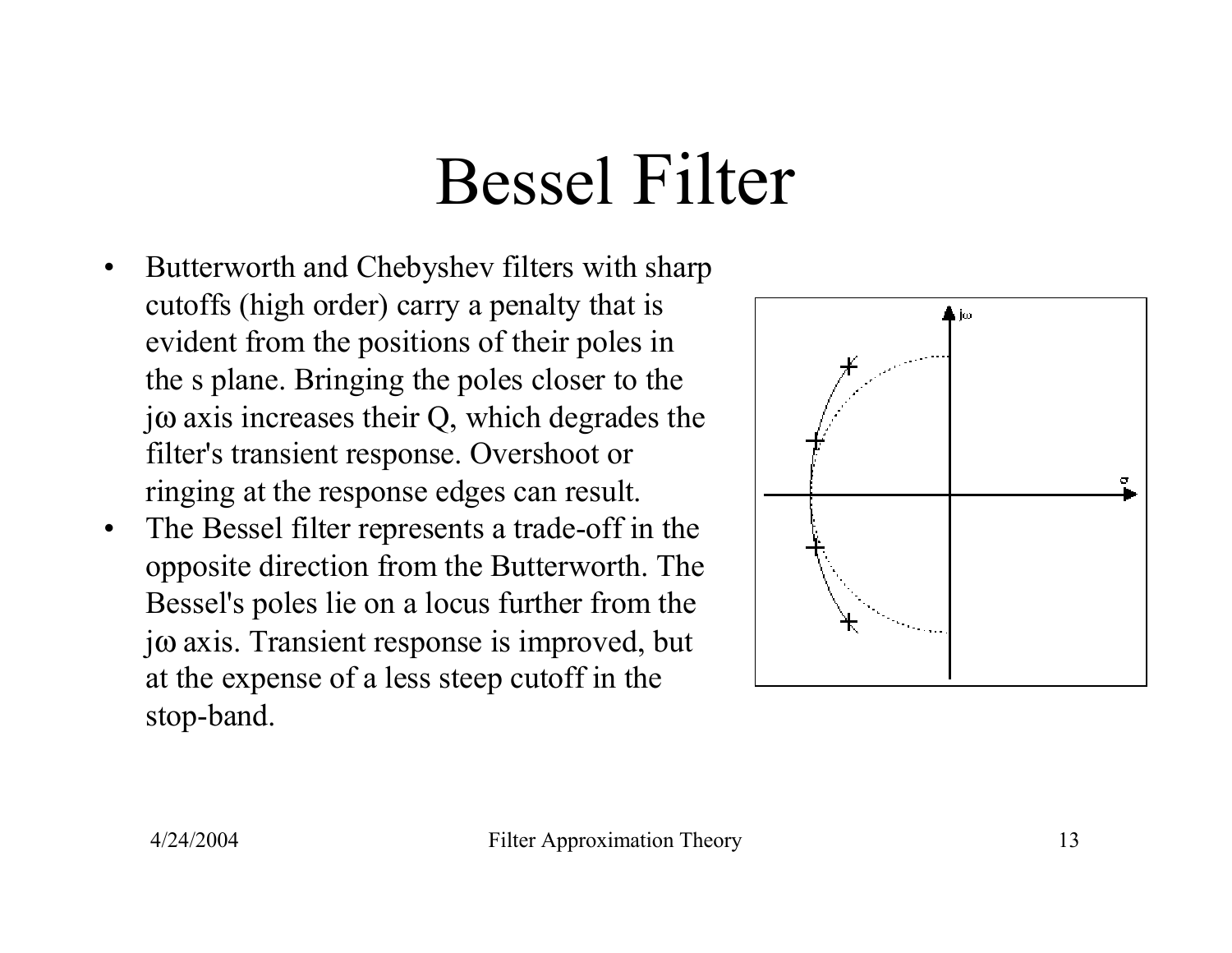# Bessel Filter

- Butterworth and Chebyshev filters with sharp cutoffs (high order) carry a penalty that is evident from the positions of their poles in the s plane. Bringing the poles closer to the jω axis increases their Q, which degrades the filter's transient response. Overshoot or ringing at the response edges can result.
- The Bessel filter represents a trade-off in the opposite direction from the Butterworth. The Bessel's poles lie on a locus further from the jω axis. Transient response is improved, but at the expense of a less steep cutoff in the stop-band.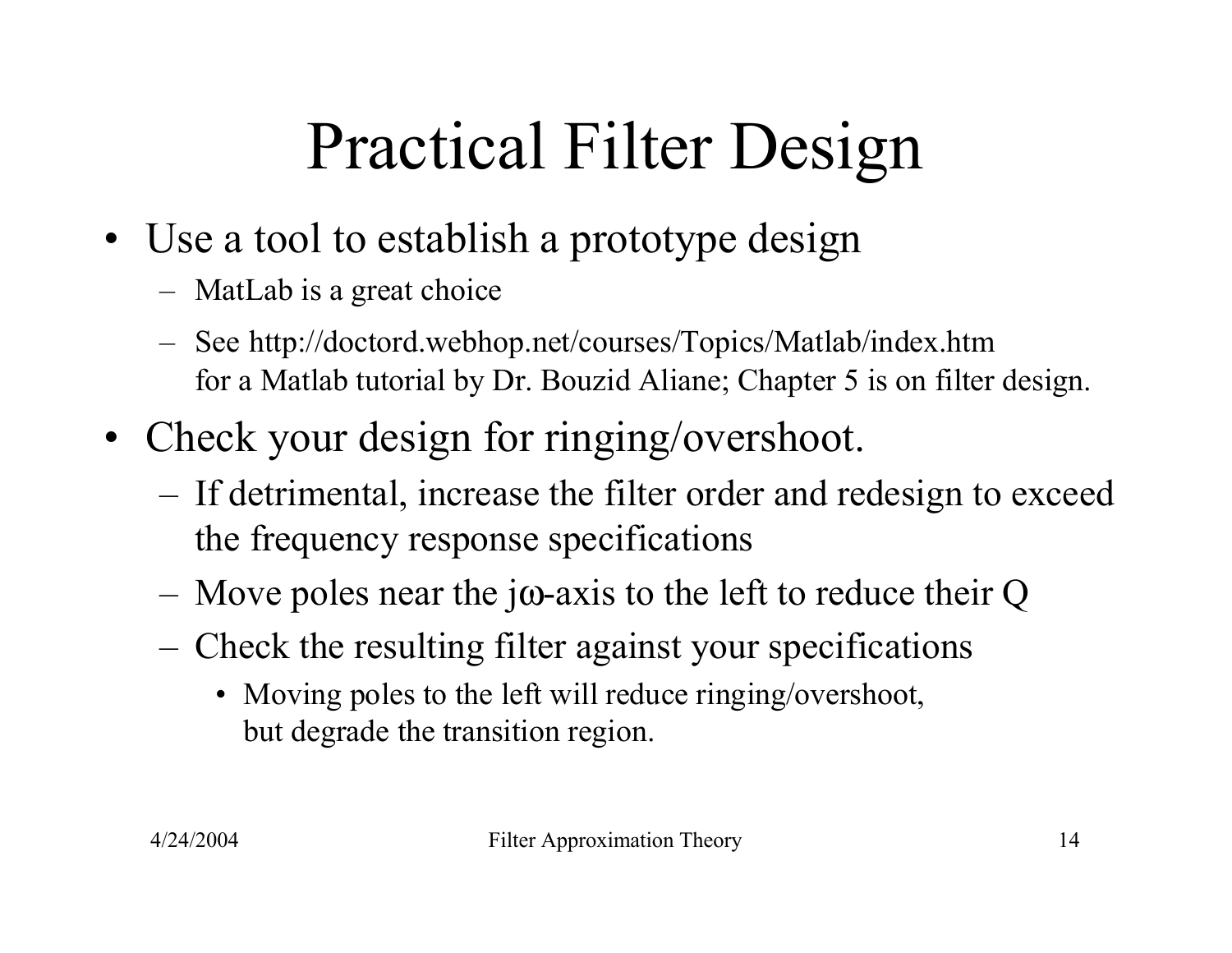# Practical Filter Design

- Use a tool to establish a prototype design
  - MatLab is a great choice
  - See http://doctord.webhop.net/courses/Topics/Matlab/index.htm for a Matlab tutorial by Dr. Bouzid Aliane; Chapter 5 is on filter design.
- Check your design for ringing/overshoot.
  - If detrimental, increase the filter order and redesign to exceed the frequency response specifications
  - Move poles near the $j\omega$-axis to the left to reduce their Q
  - Check the resulting filter against your specifications
    - Moving poles to the left will reduce ringing/overshoot, but degrade the transition region.